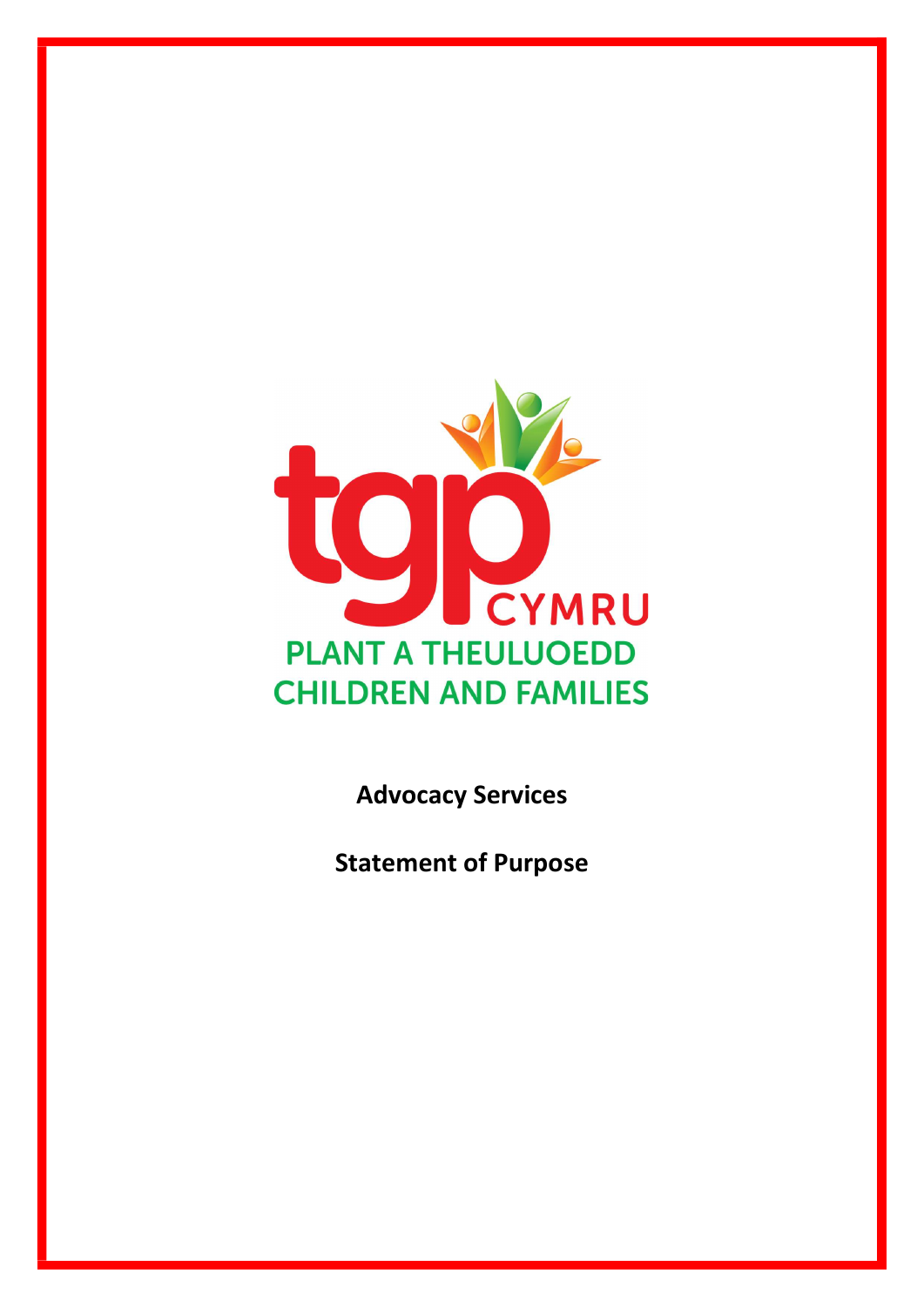tgp CYMRU

PLANT A THEULUOEDD

CHILDREN AND FAMILIES

**Advocacy Services**

**Statement of Purpose**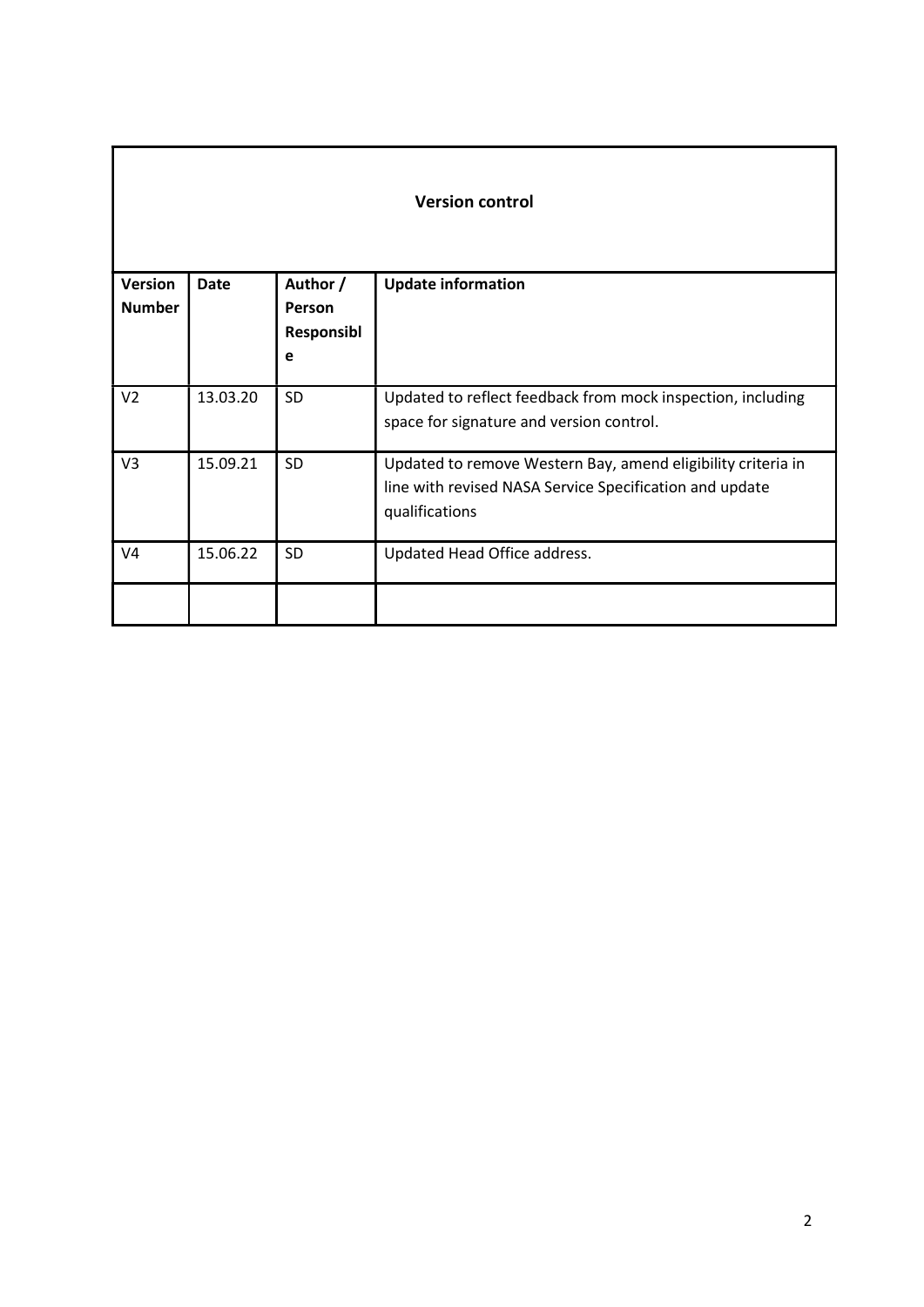| Version control | | | |
|---|---|---|---|
| **Version Number** | **Date** | **Author / Person Responsible** | **Update information** |
| V2 | 13.03.20 | SD | Updated to reflect feedback from mock inspection, including space for signature and version control. |
| V3 | 15.09.21 | SD | Updated to remove Western Bay, amend eligibility criteria in line with revised NASA Service Specification and update qualifications |
| V4 | 15.06.22 | SD | Updated Head Office address. |
| | | | |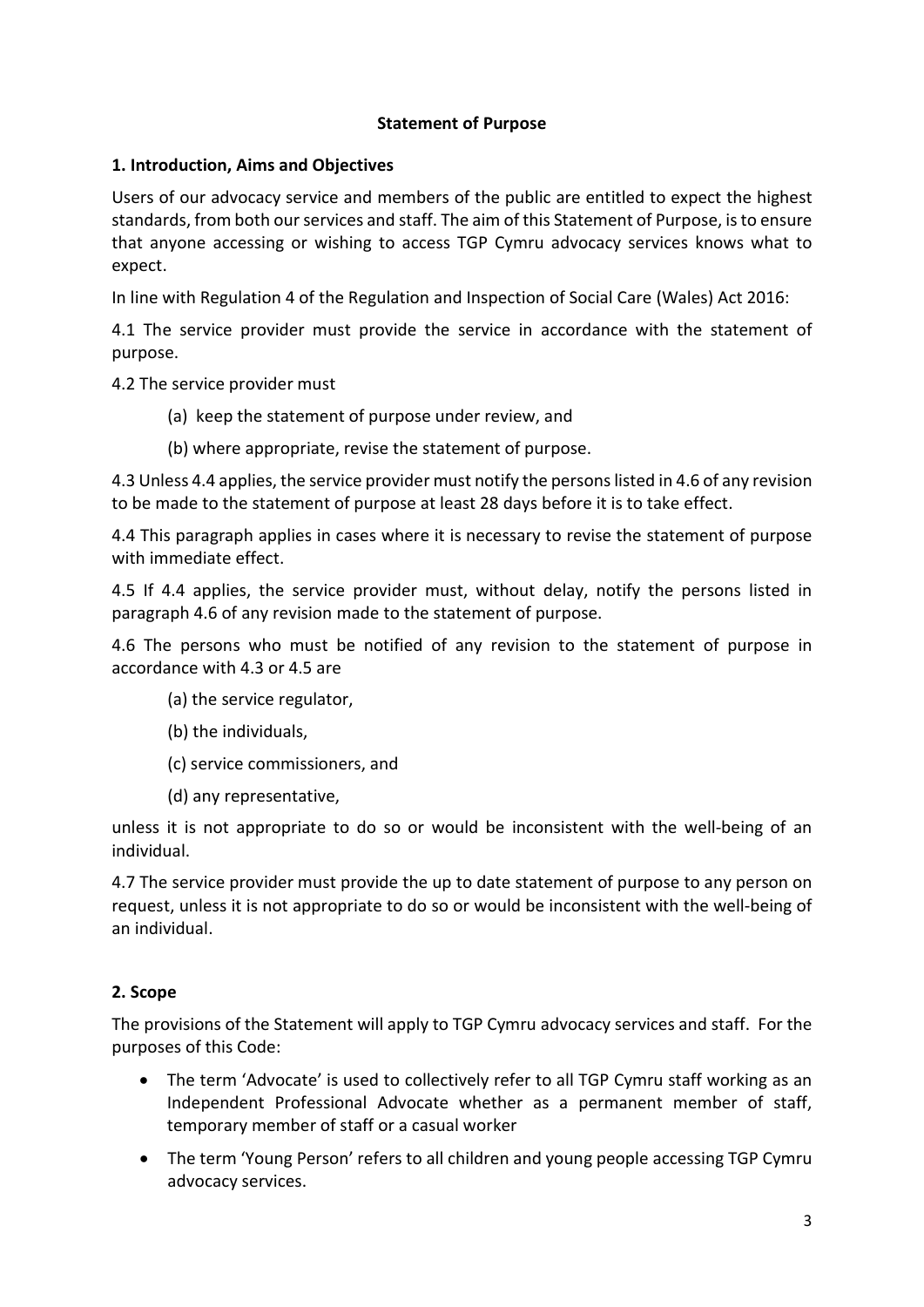# Statement of Purpose

## 1. Introduction, Aims and Objectives

Users of our advocacy service and members of the public are entitled to expect the highest standards, from both our services and staff. The aim of this Statement of Purpose, is to ensure that anyone accessing or wishing to access TGP Cymru advocacy services knows what to expect.

In line with Regulation 4 of the Regulation and Inspection of Social Care (Wales) Act 2016:

4.1 The service provider must provide the service in accordance with the statement of purpose.

4.2 The service provider must

(a) keep the statement of purpose under review, and

(b) where appropriate, revise the statement of purpose.

4.3 Unless 4.4 applies, the service provider must notify the persons listed in 4.6 of any revision to be made to the statement of purpose at least 28 days before it is to take effect.

4.4 This paragraph applies in cases where it is necessary to revise the statement of purpose with immediate effect.

4.5 If 4.4 applies, the service provider must, without delay, notify the persons listed in paragraph 4.6 of any revision made to the statement of purpose.

4.6 The persons who must be notified of any revision to the statement of purpose in accordance with 4.3 or 4.5 are

(a) the service regulator,

(b) the individuals,

(c) service commissioners, and

(d) any representative,

unless it is not appropriate to do so or would be inconsistent with the well-being of an individual.

4.7 The service provider must provide the up to date statement of purpose to any person on request, unless it is not appropriate to do so or would be inconsistent with the well-being of an individual.

## 2. Scope

The provisions of the Statement will apply to TGP Cymru advocacy services and staff. For the purposes of this Code:

- The term 'Advocate' is used to collectively refer to all TGP Cymru staff working as an Independent Professional Advocate whether as a permanent member of staff, temporary member of staff or a casual worker
- The term 'Young Person' refers to all children and young people accessing TGP Cymru advocacy services.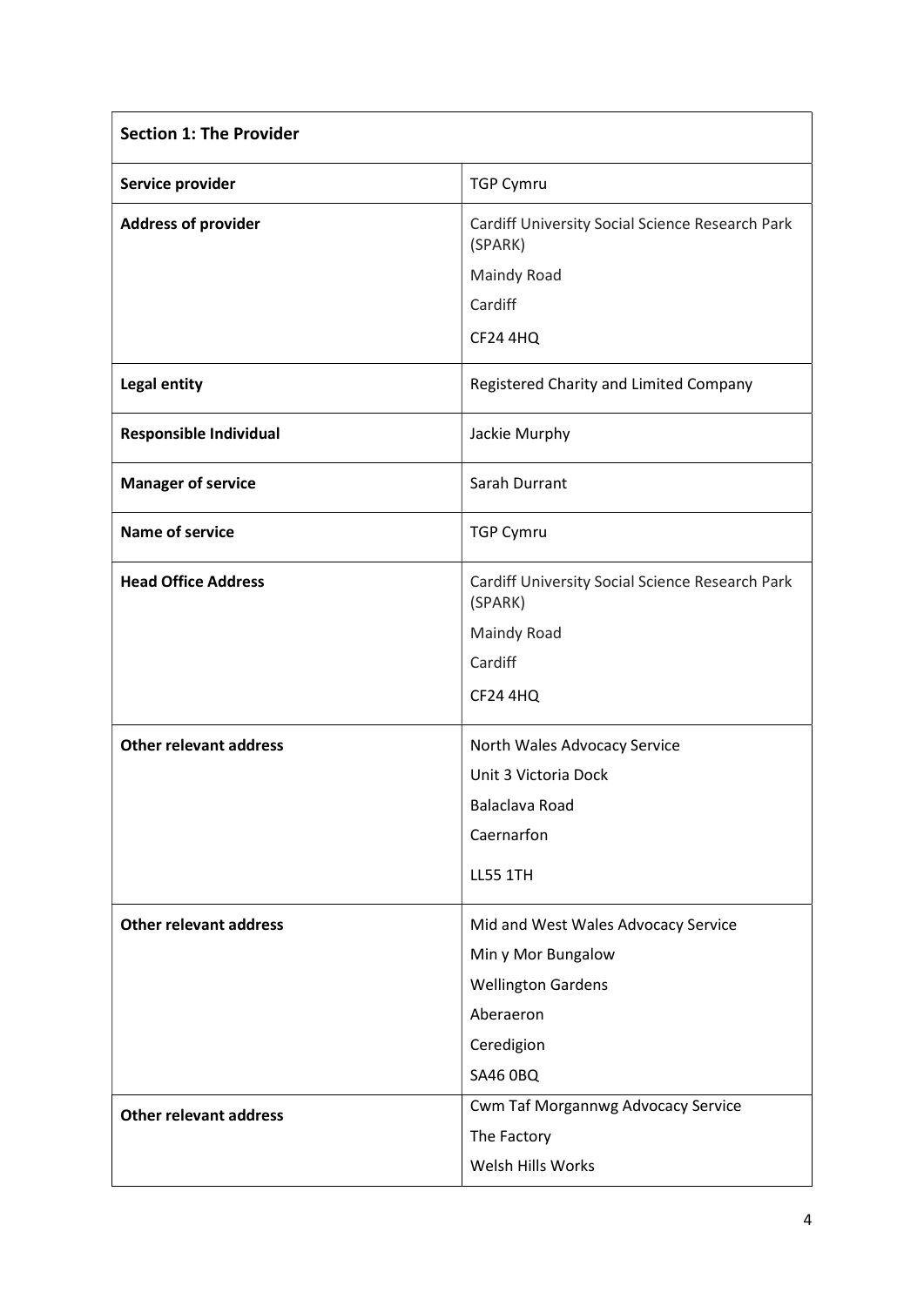| **Section 1: The Provider** | |
|---|---|
| **Service provider** | TGP Cymru |
| **Address of provider** | Cardiff University Social Science Research Park (SPARK)<br>Maindy Road<br>Cardiff<br>CF24 4HQ |
| **Legal entity** | Registered Charity and Limited Company |
| **Responsible Individual** | Jackie Murphy |
| **Manager of service** | Sarah Durrant |
| **Name of service** | TGP Cymru |
| **Head Office Address** | Cardiff University Social Science Research Park (SPARK)<br>Maindy Road<br>Cardiff<br>CF24 4HQ |
| **Other relevant address** | North Wales Advocacy Service<br>Unit 3 Victoria Dock<br>Balaclava Road<br>Caernarfon<br>LL55 1TH |
| **Other relevant address** | Mid and West Wales Advocacy Service<br>Min y Mor Bungalow<br>Wellington Gardens<br>Aberaeron<br>Ceredigion<br>SA46 0BQ |
| **Other relevant address** | Cwm Taf Morgannwg Advocacy Service<br>The Factory<br>Welsh Hills Works |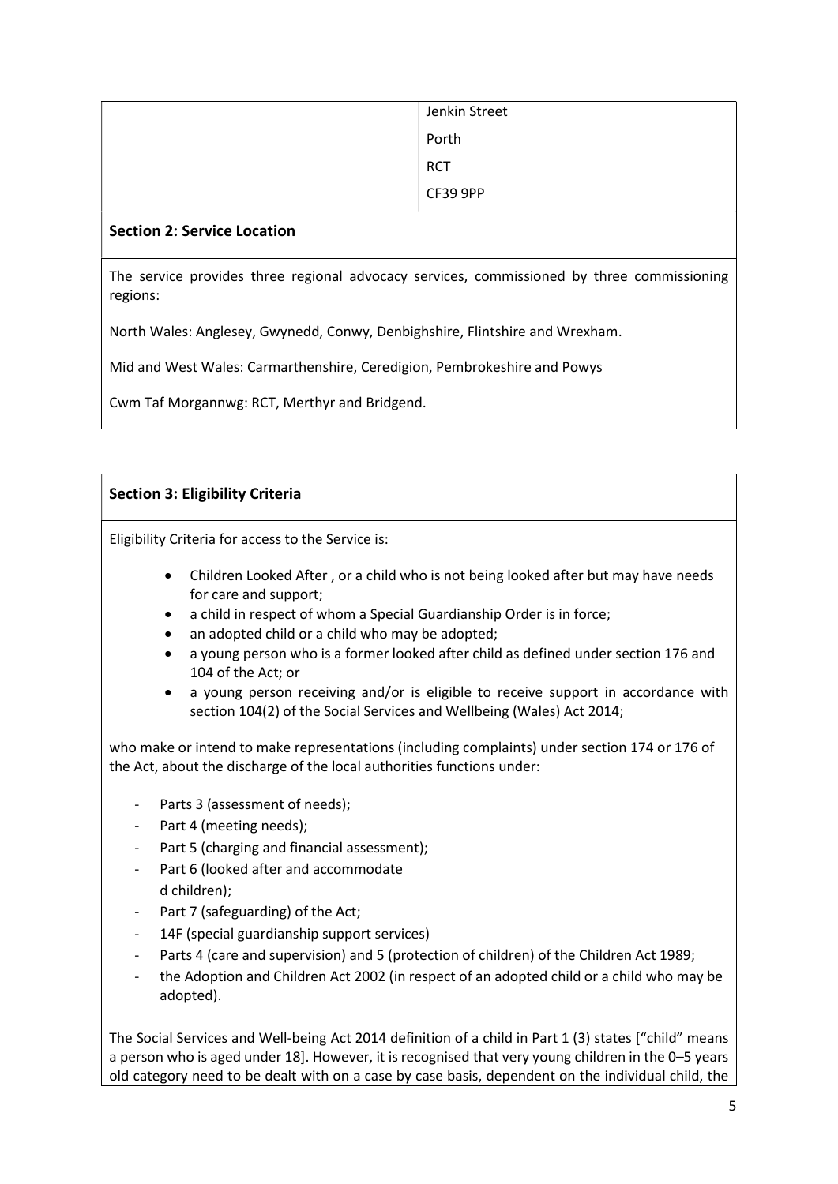| | Jenkin Street<br>Porth<br>RCT<br>CF39 9PP |
|---|---|

**Section 2: Service Location**

The service provides three regional advocacy services, commissioned by three commissioning regions:

North Wales: Anglesey, Gwynedd, Conwy, Denbighshire, Flintshire and Wrexham.

Mid and West Wales: Carmarthenshire, Ceredigion, Pembrokeshire and Powys

Cwm Taf Morgannwg: RCT, Merthyr and Bridgend.

**Section 3: Eligibility Criteria**

Eligibility Criteria for access to the Service is:

- Children Looked After , or a child who is not being looked after but may have needs for care and support;
- a child in respect of whom a Special Guardianship Order is in force;
- an adopted child or a child who may be adopted;
- a young person who is a former looked after child as defined under section 176 and 104 of the Act; or
- a young person receiving and/or is eligible to receive support in accordance with section 104(2) of the Social Services and Wellbeing (Wales) Act 2014;

who make or intend to make representations (including complaints) under section 174 or 176 of the Act, about the discharge of the local authorities functions under:

- Parts 3 (assessment of needs);
- Part 4 (meeting needs);
- Part 5 (charging and financial assessment);
- Part 6 (looked after and accommodated children);
- Part 7 (safeguarding) of the Act;
- 14F (special guardianship support services)
- Parts 4 (care and supervision) and 5 (protection of children) of the Children Act 1989;
- the Adoption and Children Act 2002 (in respect of an adopted child or a child who may be adopted).

The Social Services and Well-being Act 2014 definition of a child in Part 1 (3) states ["child" means a person who is aged under 18]. However, it is recognised that very young children in the 0–5 years old category need to be dealt with on a case by case basis, dependent on the individual child, the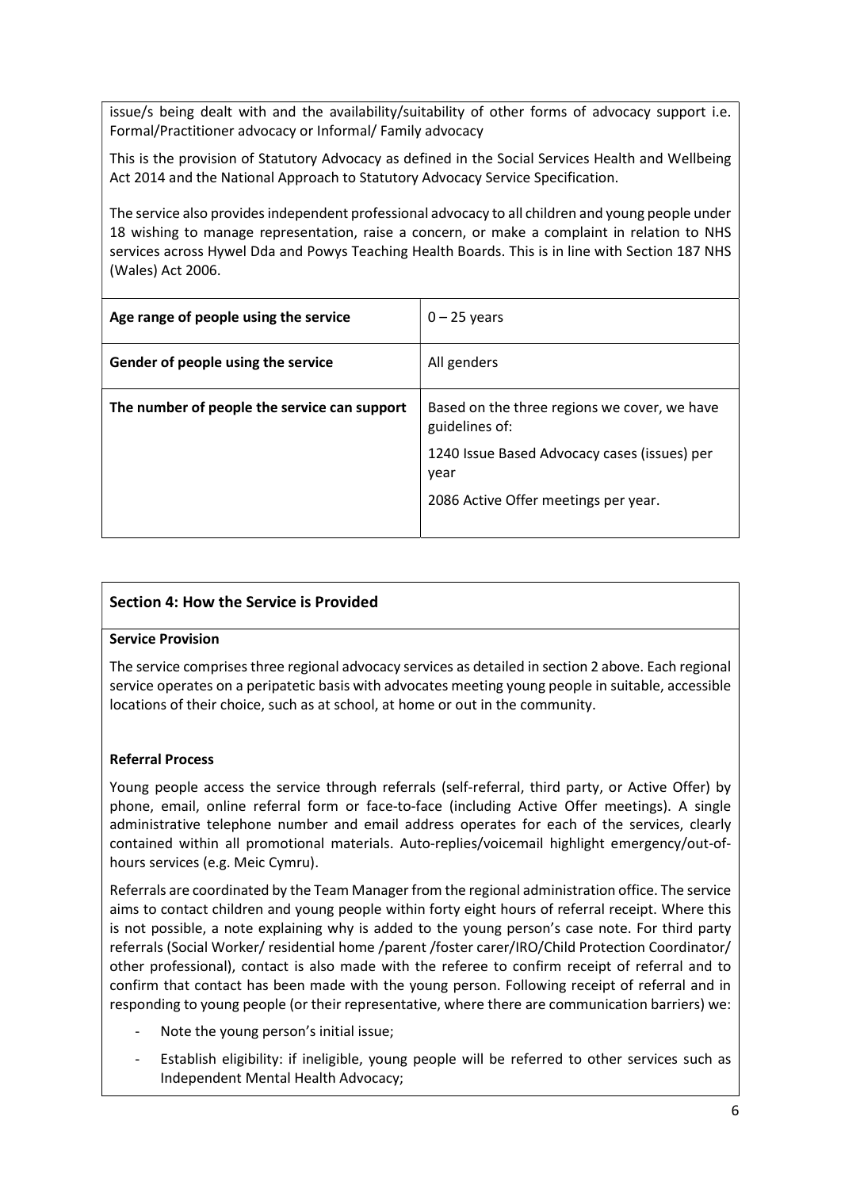issue/s being dealt with and the availability/suitability of other forms of advocacy support i.e. Formal/Practitioner advocacy or Informal/ Family advocacy

This is the provision of Statutory Advocacy as defined in the Social Services Health and Wellbeing Act 2014 and the National Approach to Statutory Advocacy Service Specification.

The service also provides independent professional advocacy to all children and young people under 18 wishing to manage representation, raise a concern, or make a complaint in relation to NHS services across Hywel Dda and Powys Teaching Health Boards. This is in line with Section 187 NHS (Wales) Act 2006.

| | |
|---|---|
| **Age range of people using the service** | 0 – 25 years |
| **Gender of people using the service** | All genders |
| **The number of people the service can support** | Based on the three regions we cover, we have guidelines of:<br><br>1240 Issue Based Advocacy cases (issues) per year<br><br>2086 Active Offer meetings per year. |

## Section 4: How the Service is Provided

**Service Provision**

The service comprises three regional advocacy services as detailed in section 2 above. Each regional service operates on a peripatetic basis with advocates meeting young people in suitable, accessible locations of their choice, such as at school, at home or out in the community.

**Referral Process**

Young people access the service through referrals (self-referral, third party, or Active Offer) by phone, email, online referral form or face-to-face (including Active Offer meetings). A single administrative telephone number and email address operates for each of the services, clearly contained within all promotional materials. Auto-replies/voicemail highlight emergency/out-of-hours services (e.g. Meic Cymru).

Referrals are coordinated by the Team Manager from the regional administration office. The service aims to contact children and young people within forty eight hours of referral receipt. Where this is not possible, a note explaining why is added to the young person's case note. For third party referrals (Social Worker/ residential home /parent /foster carer/IRO/Child Protection Coordinator/ other professional), contact is also made with the referee to confirm receipt of referral and to confirm that contact has been made with the young person. Following receipt of referral and in responding to young people (or their representative, where there are communication barriers) we:

- Note the young person's initial issue;
- Establish eligibility: if ineligible, young people will be referred to other services such as Independent Mental Health Advocacy;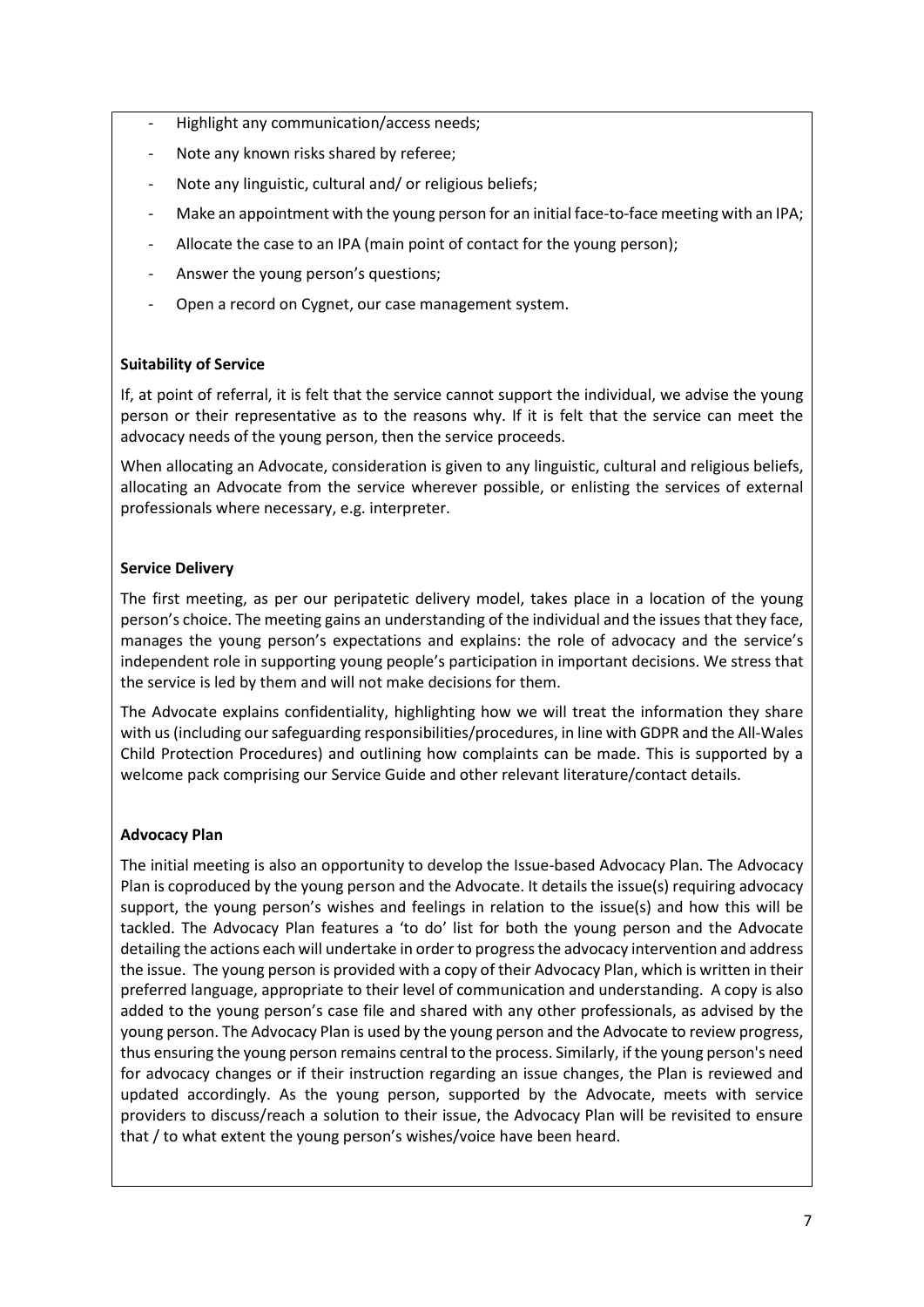- Highlight any communication/access needs;
- Note any known risks shared by referee;
- Note any linguistic, cultural and/ or religious beliefs;
- Make an appointment with the young person for an initial face-to-face meeting with an IPA;
- Allocate the case to an IPA (main point of contact for the young person);
- Answer the young person's questions;
- Open a record on Cygnet, our case management system.

**Suitability of Service**

If, at point of referral, it is felt that the service cannot support the individual, we advise the young person or their representative as to the reasons why. If it is felt that the service can meet the advocacy needs of the young person, then the service proceeds.

When allocating an Advocate, consideration is given to any linguistic, cultural and religious beliefs, allocating an Advocate from the service wherever possible, or enlisting the services of external professionals where necessary, e.g. interpreter.

**Service Delivery**

The first meeting, as per our peripatetic delivery model, takes place in a location of the young person's choice. The meeting gains an understanding of the individual and the issues that they face, manages the young person's expectations and explains: the role of advocacy and the service's independent role in supporting young people's participation in important decisions. We stress that the service is led by them and will not make decisions for them.

The Advocate explains confidentiality, highlighting how we will treat the information they share with us (including our safeguarding responsibilities/procedures, in line with GDPR and the All-Wales Child Protection Procedures) and outlining how complaints can be made. This is supported by a welcome pack comprising our Service Guide and other relevant literature/contact details.

**Advocacy Plan**

The initial meeting is also an opportunity to develop the Issue-based Advocacy Plan. The Advocacy Plan is coproduced by the young person and the Advocate. It details the issue(s) requiring advocacy support, the young person's wishes and feelings in relation to the issue(s) and how this will be tackled. The Advocacy Plan features a 'to do' list for both the young person and the Advocate detailing the actions each will undertake in order to progress the advocacy intervention and address the issue. The young person is provided with a copy of their Advocacy Plan, which is written in their preferred language, appropriate to their level of communication and understanding. A copy is also added to the young person's case file and shared with any other professionals, as advised by the young person. The Advocacy Plan is used by the young person and the Advocate to review progress, thus ensuring the young person remains central to the process. Similarly, if the young person's need for advocacy changes or if their instruction regarding an issue changes, the Plan is reviewed and updated accordingly. As the young person, supported by the Advocate, meets with service providers to discuss/reach a solution to their issue, the Advocacy Plan will be revisited to ensure that / to what extent the young person's wishes/voice have been heard.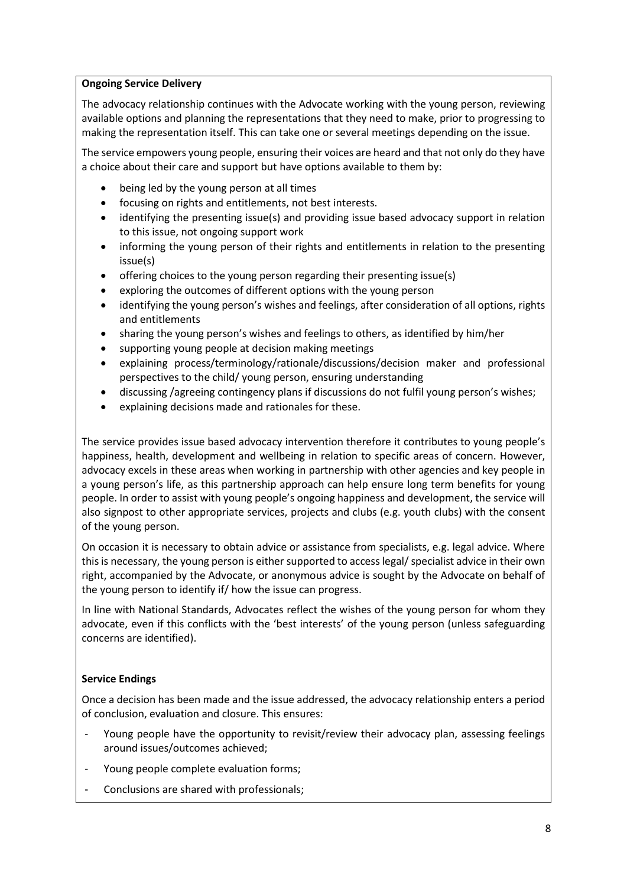**Ongoing Service Delivery**

The advocacy relationship continues with the Advocate working with the young person, reviewing available options and planning the representations that they need to make, prior to progressing to making the representation itself. This can take one or several meetings depending on the issue.

The service empowers young people, ensuring their voices are heard and that not only do they have a choice about their care and support but have options available to them by:

- being led by the young person at all times
- focusing on rights and entitlements, not best interests.
- identifying the presenting issue(s) and providing issue based advocacy support in relation to this issue, not ongoing support work
- informing the young person of their rights and entitlements in relation to the presenting issue(s)
- offering choices to the young person regarding their presenting issue(s)
- exploring the outcomes of different options with the young person
- identifying the young person's wishes and feelings, after consideration of all options, rights and entitlements
- sharing the young person's wishes and feelings to others, as identified by him/her
- supporting young people at decision making meetings
- explaining process/terminology/rationale/discussions/decision maker and professional perspectives to the child/ young person, ensuring understanding
- discussing /agreeing contingency plans if discussions do not fulfil young person's wishes;
- explaining decisions made and rationales for these.

The service provides issue based advocacy intervention therefore it contributes to young people's happiness, health, development and wellbeing in relation to specific areas of concern. However, advocacy excels in these areas when working in partnership with other agencies and key people in a young person's life, as this partnership approach can help ensure long term benefits for young people. In order to assist with young people's ongoing happiness and development, the service will also signpost to other appropriate services, projects and clubs (e.g. youth clubs) with the consent of the young person.

On occasion it is necessary to obtain advice or assistance from specialists, e.g. legal advice. Where this is necessary, the young person is either supported to access legal/ specialist advice in their own right, accompanied by the Advocate, or anonymous advice is sought by the Advocate on behalf of the young person to identify if/ how the issue can progress.

In line with National Standards, Advocates reflect the wishes of the young person for whom they advocate, even if this conflicts with the 'best interests' of the young person (unless safeguarding concerns are identified).

**Service Endings**

Once a decision has been made and the issue addressed, the advocacy relationship enters a period of conclusion, evaluation and closure. This ensures:

- Young people have the opportunity to revisit/review their advocacy plan, assessing feelings around issues/outcomes achieved;
- Young people complete evaluation forms;
- Conclusions are shared with professionals;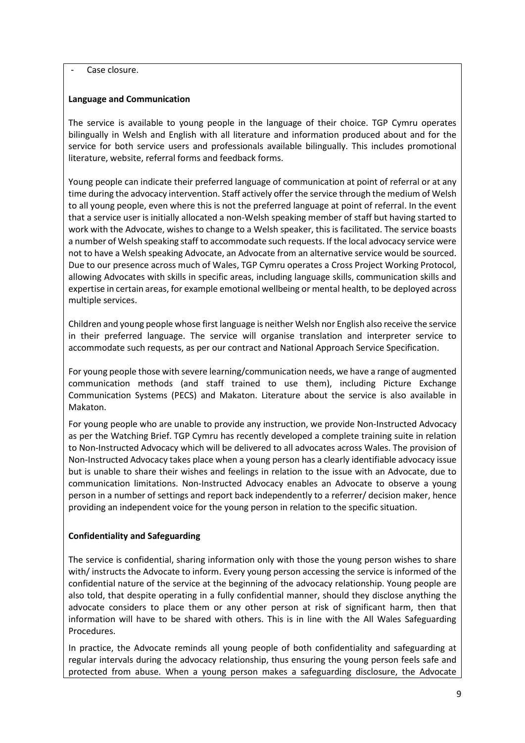- Case closure.

**Language and Communication**

The service is available to young people in the language of their choice. TGP Cymru operates bilingually in Welsh and English with all literature and information produced about and for the service for both service users and professionals available bilingually. This includes promotional literature, website, referral forms and feedback forms.

Young people can indicate their preferred language of communication at point of referral or at any time during the advocacy intervention. Staff actively offer the service through the medium of Welsh to all young people, even where this is not the preferred language at point of referral. In the event that a service user is initially allocated a non-Welsh speaking member of staff but having started to work with the Advocate, wishes to change to a Welsh speaker, this is facilitated. The service boasts a number of Welsh speaking staff to accommodate such requests. If the local advocacy service were not to have a Welsh speaking Advocate, an Advocate from an alternative service would be sourced. Due to our presence across much of Wales, TGP Cymru operates a Cross Project Working Protocol, allowing Advocates with skills in specific areas, including language skills, communication skills and expertise in certain areas, for example emotional wellbeing or mental health, to be deployed across multiple services.

Children and young people whose first language is neither Welsh nor English also receive the service in their preferred language. The service will organise translation and interpreter service to accommodate such requests, as per our contract and National Approach Service Specification.

For young people those with severe learning/communication needs, we have a range of augmented communication methods (and staff trained to use them), including Picture Exchange Communication Systems (PECS) and Makaton. Literature about the service is also available in Makaton.

For young people who are unable to provide any instruction, we provide Non-Instructed Advocacy as per the Watching Brief. TGP Cymru has recently developed a complete training suite in relation to Non-Instructed Advocacy which will be delivered to all advocates across Wales. The provision of Non-Instructed Advocacy takes place when a young person has a clearly identifiable advocacy issue but is unable to share their wishes and feelings in relation to the issue with an Advocate, due to communication limitations. Non-Instructed Advocacy enables an Advocate to observe a young person in a number of settings and report back independently to a referrer/ decision maker, hence providing an independent voice for the young person in relation to the specific situation.

**Confidentiality and Safeguarding**

The service is confidential, sharing information only with those the young person wishes to share with/ instructs the Advocate to inform. Every young person accessing the service is informed of the confidential nature of the service at the beginning of the advocacy relationship. Young people are also told, that despite operating in a fully confidential manner, should they disclose anything the advocate considers to place them or any other person at risk of significant harm, then that information will have to be shared with others. This is in line with the All Wales Safeguarding Procedures.

In practice, the Advocate reminds all young people of both confidentiality and safeguarding at regular intervals during the advocacy relationship, thus ensuring the young person feels safe and protected from abuse. When a young person makes a safeguarding disclosure, the Advocate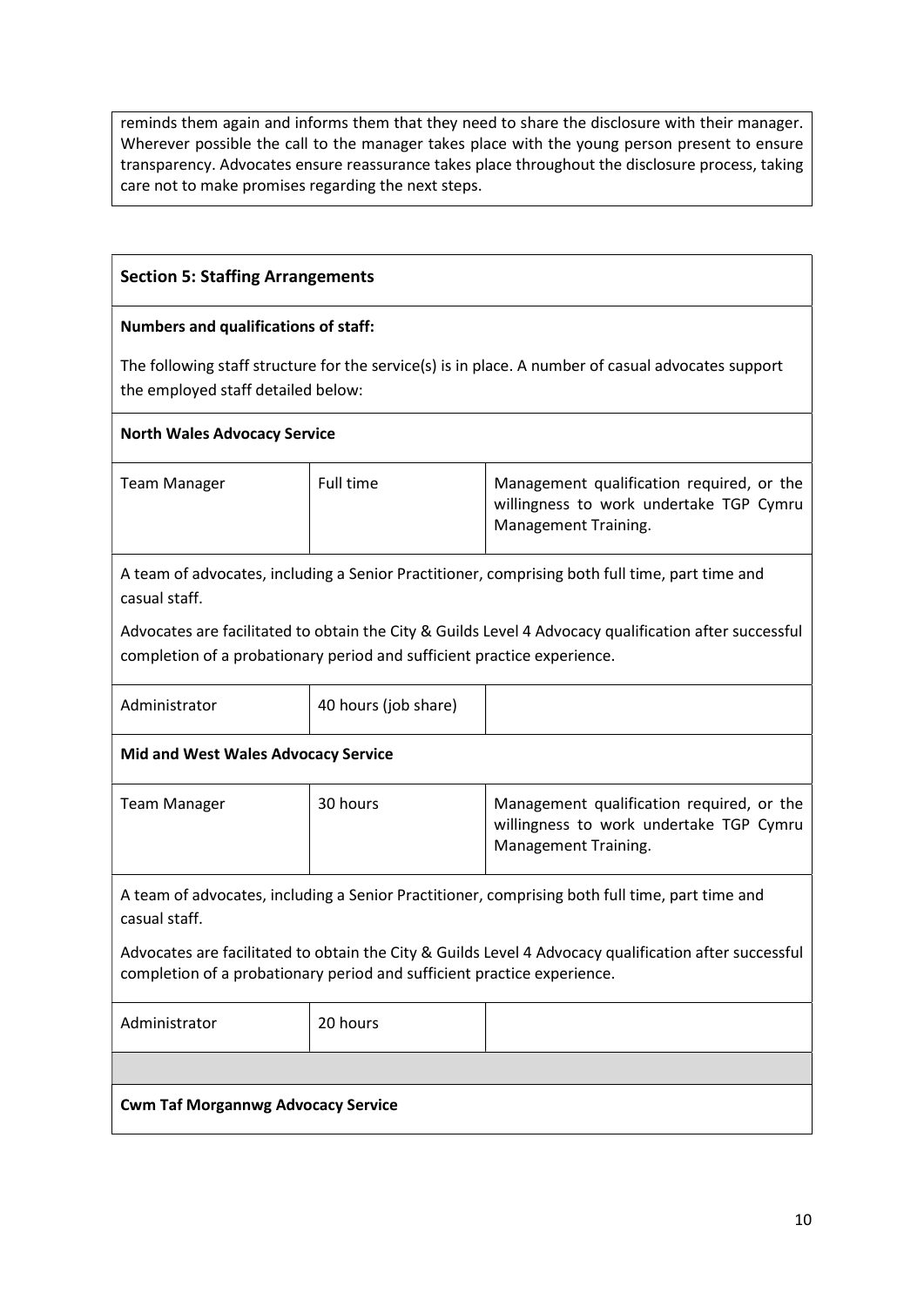reminds them again and informs them that they need to share the disclosure with their manager. Wherever possible the call to the manager takes place with the young person present to ensure transparency. Advocates ensure reassurance takes place throughout the disclosure process, taking care not to make promises regarding the next steps.

## Section 5: Staffing Arrangements

**Numbers and qualifications of staff:**

The following staff structure for the service(s) is in place. A number of casual advocates support the employed staff detailed below:

**North Wales Advocacy Service**

| Team Manager | Full time | Management qualification required, or the willingness to work undertake TGP Cymru Management Training. |
|---|---|---|

A team of advocates, including a Senior Practitioner, comprising both full time, part time and casual staff.

Advocates are facilitated to obtain the City & Guilds Level 4 Advocacy qualification after successful completion of a probationary period and sufficient practice experience.

| Administrator | 40 hours (job share) | |
|---|---|---|

**Mid and West Wales Advocacy Service**

| Team Manager | 30 hours | Management qualification required, or the willingness to work undertake TGP Cymru Management Training. |
|---|---|---|

A team of advocates, including a Senior Practitioner, comprising both full time, part time and casual staff.

Advocates are facilitated to obtain the City & Guilds Level 4 Advocacy qualification after successful completion of a probationary period and sufficient practice experience.

| Administrator | 20 hours | |
|---|---|---|

**Cwm Taf Morgannwg Advocacy Service**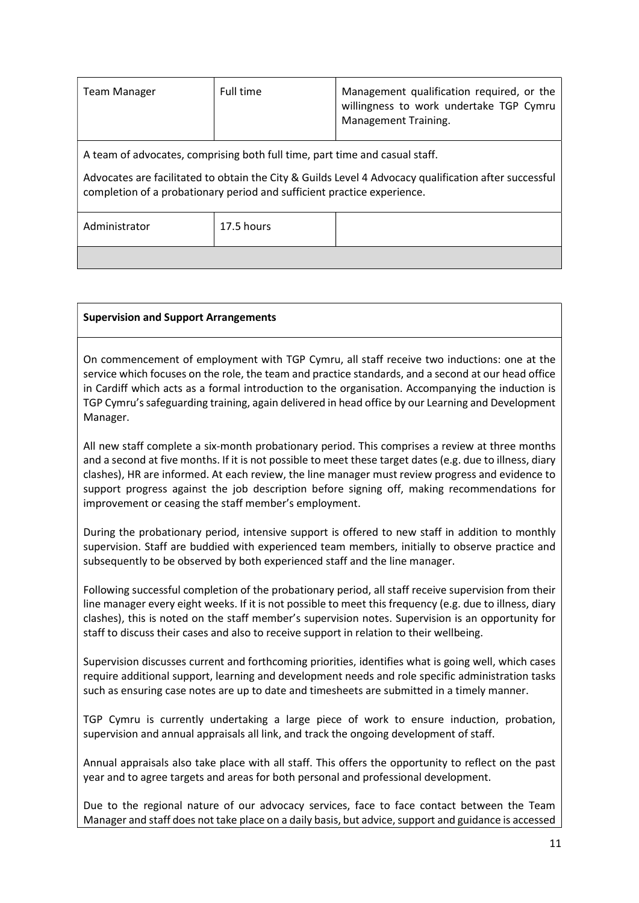| Team Manager | Full time | Management qualification required, or the willingness to work undertake TGP Cymru Management Training. |
|---|---|---|
| A team of advocates, comprising both full time, part time and casual staff.<br><br>Advocates are facilitated to obtain the City & Guilds Level 4 Advocacy qualification after successful completion of a probationary period and sufficient practice experience. | | |
| Administrator | 17.5 hours | |
| | | |

**Supervision and Support Arrangements**

On commencement of employment with TGP Cymru, all staff receive two inductions: one at the service which focuses on the role, the team and practice standards, and a second at our head office in Cardiff which acts as a formal introduction to the organisation. Accompanying the induction is TGP Cymru's safeguarding training, again delivered in head office by our Learning and Development Manager.

All new staff complete a six-month probationary period. This comprises a review at three months and a second at five months. If it is not possible to meet these target dates (e.g. due to illness, diary clashes), HR are informed. At each review, the line manager must review progress and evidence to support progress against the job description before signing off, making recommendations for improvement or ceasing the staff member's employment.

During the probationary period, intensive support is offered to new staff in addition to monthly supervision. Staff are buddied with experienced team members, initially to observe practice and subsequently to be observed by both experienced staff and the line manager.

Following successful completion of the probationary period, all staff receive supervision from their line manager every eight weeks. If it is not possible to meet this frequency (e.g. due to illness, diary clashes), this is noted on the staff member's supervision notes. Supervision is an opportunity for staff to discuss their cases and also to receive support in relation to their wellbeing.

Supervision discusses current and forthcoming priorities, identifies what is going well, which cases require additional support, learning and development needs and role specific administration tasks such as ensuring case notes are up to date and timesheets are submitted in a timely manner.

TGP Cymru is currently undertaking a large piece of work to ensure induction, probation, supervision and annual appraisals all link, and track the ongoing development of staff.

Annual appraisals also take place with all staff. This offers the opportunity to reflect on the past year and to agree targets and areas for both personal and professional development.

Due to the regional nature of our advocacy services, face to face contact between the Team Manager and staff does not take place on a daily basis, but advice, support and guidance is accessed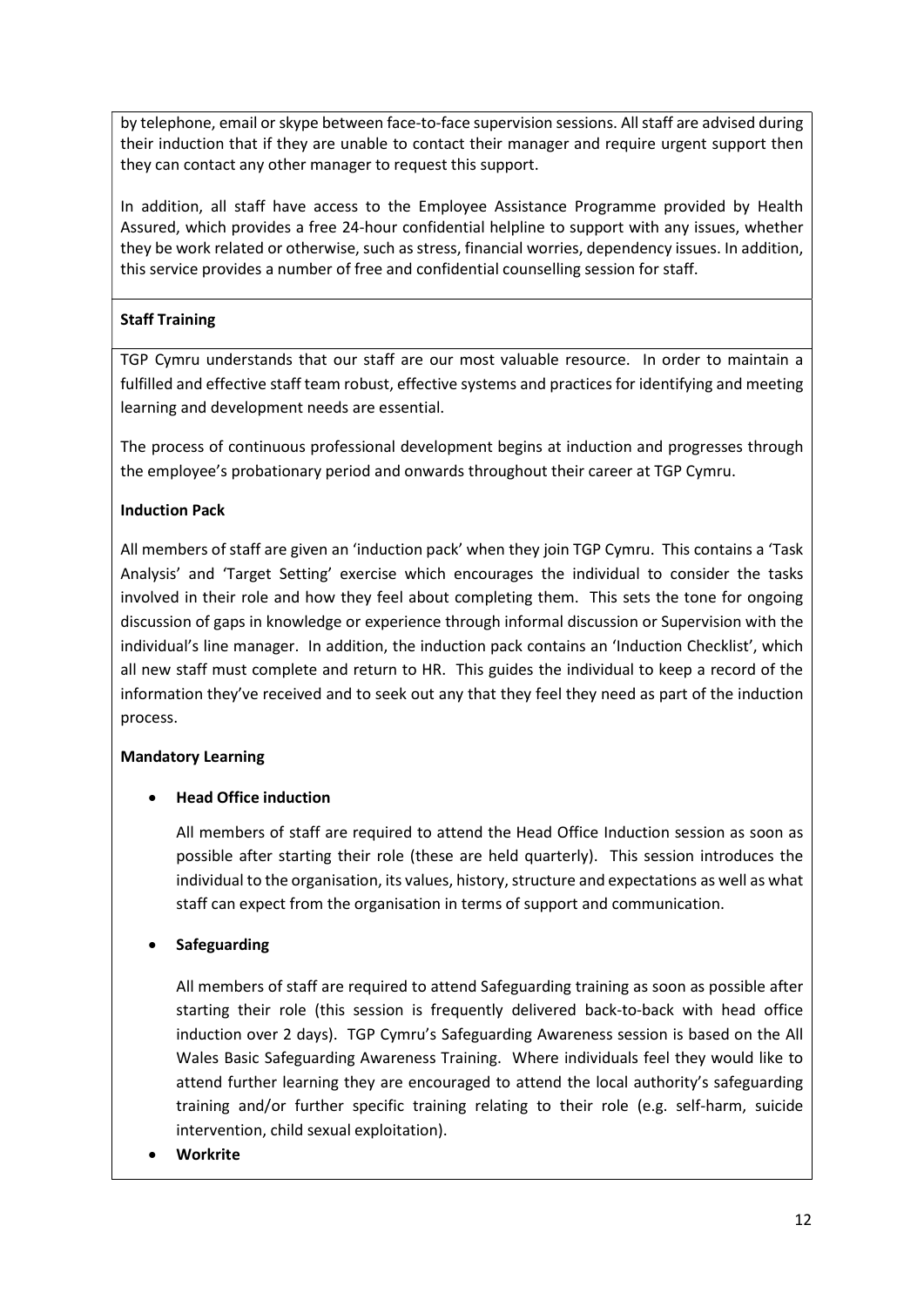by telephone, email or skype between face-to-face supervision sessions. All staff are advised during their induction that if they are unable to contact their manager and require urgent support then they can contact any other manager to request this support.

In addition, all staff have access to the Employee Assistance Programme provided by Health Assured, which provides a free 24-hour confidential helpline to support with any issues, whether they be work related or otherwise, such as stress, financial worries, dependency issues. In addition, this service provides a number of free and confidential counselling session for staff.

**Staff Training**

TGP Cymru understands that our staff are our most valuable resource. In order to maintain a fulfilled and effective staff team robust, effective systems and practices for identifying and meeting learning and development needs are essential.

The process of continuous professional development begins at induction and progresses through the employee's probationary period and onwards throughout their career at TGP Cymru.

**Induction Pack**

All members of staff are given an 'induction pack' when they join TGP Cymru. This contains a 'Task Analysis' and 'Target Setting' exercise which encourages the individual to consider the tasks involved in their role and how they feel about completing them. This sets the tone for ongoing discussion of gaps in knowledge or experience through informal discussion or Supervision with the individual's line manager. In addition, the induction pack contains an 'Induction Checklist', which all new staff must complete and return to HR. This guides the individual to keep a record of the information they've received and to seek out any that they feel they need as part of the induction process.

**Mandatory Learning**

- **Head Office induction**

  All members of staff are required to attend the Head Office Induction session as soon as possible after starting their role (these are held quarterly). This session introduces the individual to the organisation, its values, history, structure and expectations as well as what staff can expect from the organisation in terms of support and communication.

- **Safeguarding**

  All members of staff are required to attend Safeguarding training as soon as possible after starting their role (this session is frequently delivered back-to-back with head office induction over 2 days). TGP Cymru's Safeguarding Awareness session is based on the All Wales Basic Safeguarding Awareness Training. Where individuals feel they would like to attend further learning they are encouraged to attend the local authority's safeguarding training and/or further specific training relating to their role (e.g. self-harm, suicide intervention, child sexual exploitation).

- **Workrite**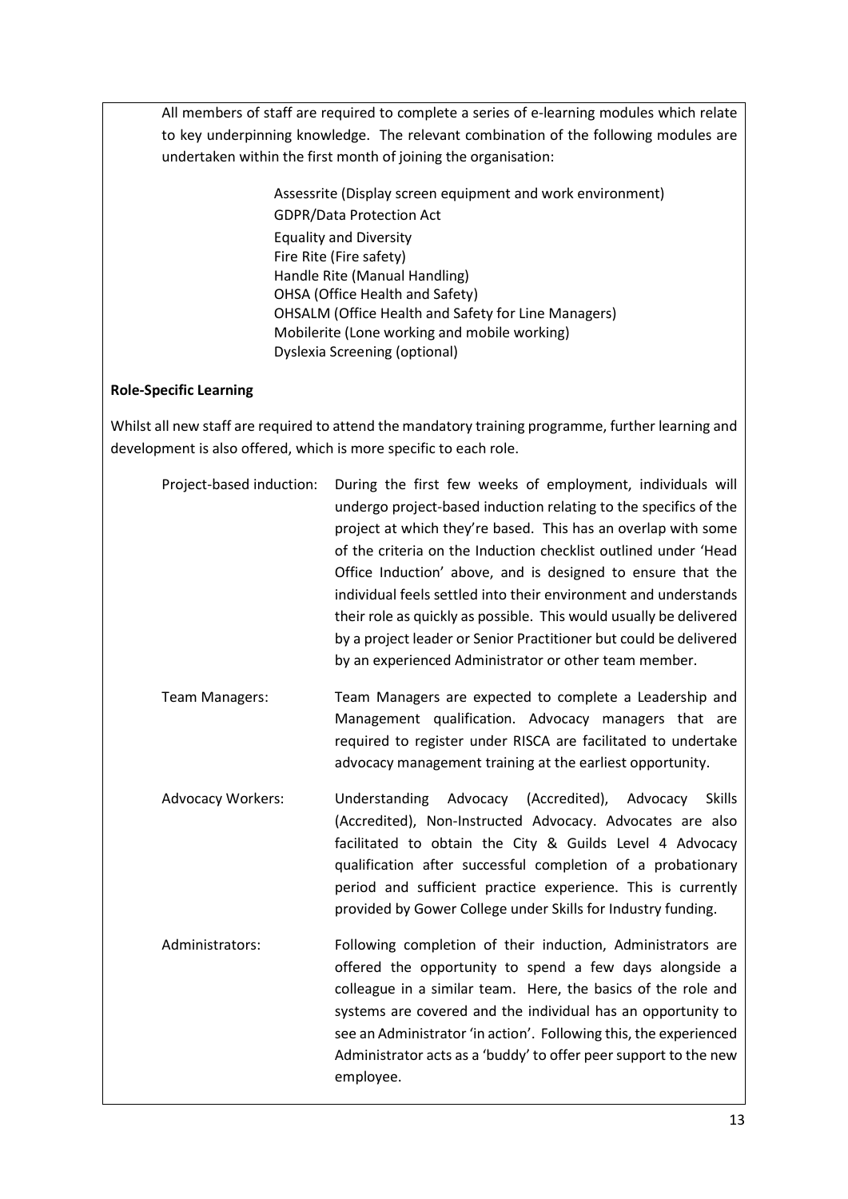All members of staff are required to complete a series of e-learning modules which relate to key underpinning knowledge. The relevant combination of the following modules are undertaken within the first month of joining the organisation:

- Assessrite (Display screen equipment and work environment)
- GDPR/Data Protection Act
- Equality and Diversity
- Fire Rite (Fire safety)
- Handle Rite (Manual Handling)
- OHSA (Office Health and Safety)
- OHSALM (Office Health and Safety for Line Managers)
- Mobilerite (Lone working and mobile working)
- Dyslexia Screening (optional)

**Role-Specific Learning**

Whilst all new staff are required to attend the mandatory training programme, further learning and development is also offered, which is more specific to each role.

| | |
|---|---|
| Project-based induction: | During the first few weeks of employment, individuals will undergo project-based induction relating to the specifics of the project at which they're based. This has an overlap with some of the criteria on the Induction checklist outlined under 'Head Office Induction' above, and is designed to ensure that the individual feels settled into their environment and understands their role as quickly as possible. This would usually be delivered by a project leader or Senior Practitioner but could be delivered by an experienced Administrator or other team member. |
| Team Managers: | Team Managers are expected to complete a Leadership and Management qualification. Advocacy managers that are required to register under RISCA are facilitated to undertake advocacy management training at the earliest opportunity. |
| Advocacy Workers: | Understanding Advocacy (Accredited), Advocacy Skills (Accredited), Non-Instructed Advocacy. Advocates are also facilitated to obtain the City & Guilds Level 4 Advocacy qualification after successful completion of a probationary period and sufficient practice experience. This is currently provided by Gower College under Skills for Industry funding. |
| Administrators: | Following completion of their induction, Administrators are offered the opportunity to spend a few days alongside a colleague in a similar team. Here, the basics of the role and systems are covered and the individual has an opportunity to see an Administrator 'in action'. Following this, the experienced Administrator acts as a 'buddy' to offer peer support to the new employee. |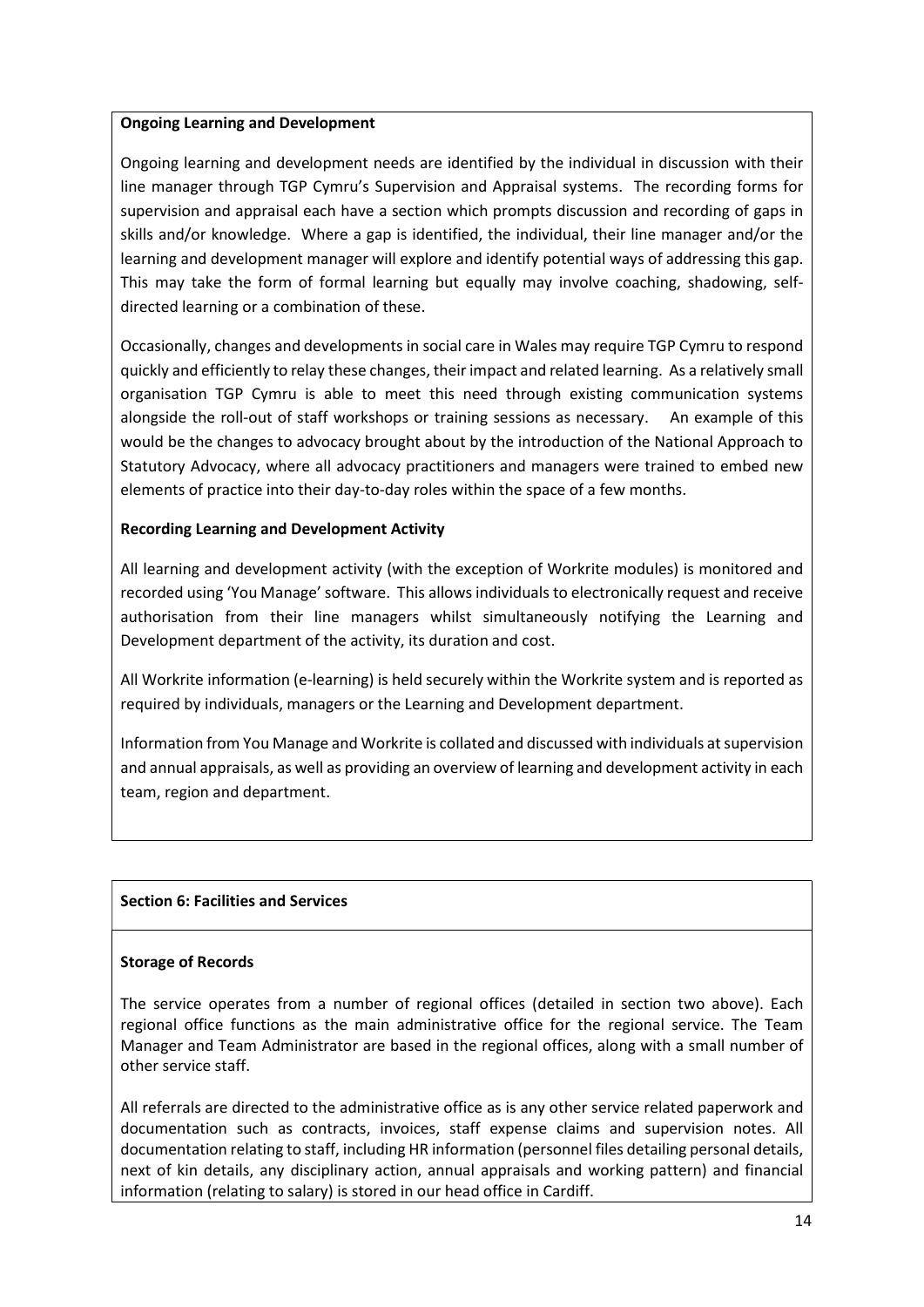**Ongoing Learning and Development**

Ongoing learning and development needs are identified by the individual in discussion with their line manager through TGP Cymru's Supervision and Appraisal systems. The recording forms for supervision and appraisal each have a section which prompts discussion and recording of gaps in skills and/or knowledge. Where a gap is identified, the individual, their line manager and/or the learning and development manager will explore and identify potential ways of addressing this gap. This may take the form of formal learning but equally may involve coaching, shadowing, self-directed learning or a combination of these.

Occasionally, changes and developments in social care in Wales may require TGP Cymru to respond quickly and efficiently to relay these changes, their impact and related learning. As a relatively small organisation TGP Cymru is able to meet this need through existing communication systems alongside the roll-out of staff workshops or training sessions as necessary. An example of this would be the changes to advocacy brought about by the introduction of the National Approach to Statutory Advocacy, where all advocacy practitioners and managers were trained to embed new elements of practice into their day-to-day roles within the space of a few months.

**Recording Learning and Development Activity**

All learning and development activity (with the exception of Workrite modules) is monitored and recorded using 'You Manage' software. This allows individuals to electronically request and receive authorisation from their line managers whilst simultaneously notifying the Learning and Development department of the activity, its duration and cost.

All Workrite information (e-learning) is held securely within the Workrite system and is reported as required by individuals, managers or the Learning and Development department.

Information from You Manage and Workrite is collated and discussed with individuals at supervision and annual appraisals, as well as providing an overview of learning and development activity in each team, region and department.

## Section 6: Facilities and Services

**Storage of Records**

The service operates from a number of regional offices (detailed in section two above). Each regional office functions as the main administrative office for the regional service. The Team Manager and Team Administrator are based in the regional offices, along with a small number of other service staff.

All referrals are directed to the administrative office as is any other service related paperwork and documentation such as contracts, invoices, staff expense claims and supervision notes. All documentation relating to staff, including HR information (personnel files detailing personal details, next of kin details, any disciplinary action, annual appraisals and working pattern) and financial information (relating to salary) is stored in our head office in Cardiff.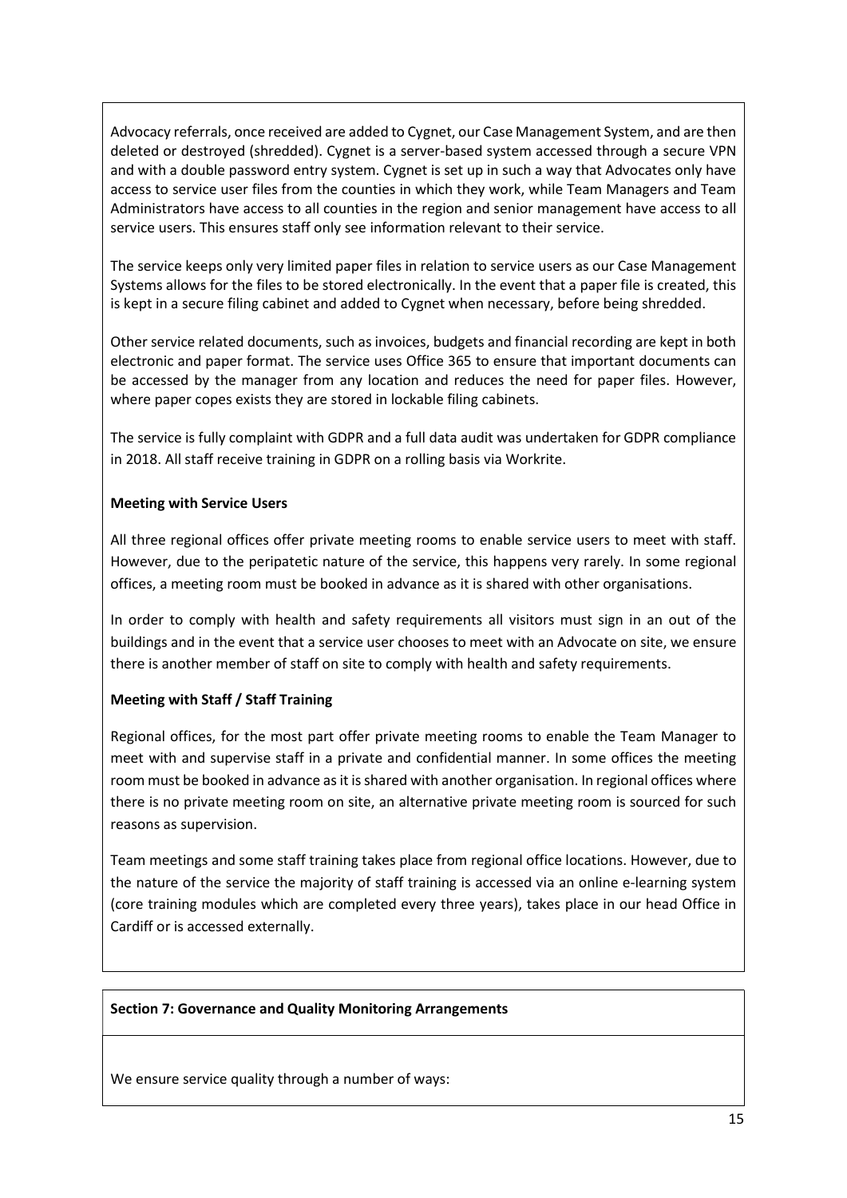Advocacy referrals, once received are added to Cygnet, our Case Management System, and are then deleted or destroyed (shredded). Cygnet is a server-based system accessed through a secure VPN and with a double password entry system. Cygnet is set up in such a way that Advocates only have access to service user files from the counties in which they work, while Team Managers and Team Administrators have access to all counties in the region and senior management have access to all service users. This ensures staff only see information relevant to their service.

The service keeps only very limited paper files in relation to service users as our Case Management Systems allows for the files to be stored electronically. In the event that a paper file is created, this is kept in a secure filing cabinet and added to Cygnet when necessary, before being shredded.

Other service related documents, such as invoices, budgets and financial recording are kept in both electronic and paper format. The service uses Office 365 to ensure that important documents can be accessed by the manager from any location and reduces the need for paper files. However, where paper copes exists they are stored in lockable filing cabinets.

The service is fully complaint with GDPR and a full data audit was undertaken for GDPR compliance in 2018. All staff receive training in GDPR on a rolling basis via Workrite.

**Meeting with Service Users**

All three regional offices offer private meeting rooms to enable service users to meet with staff. However, due to the peripatetic nature of the service, this happens very rarely. In some regional offices, a meeting room must be booked in advance as it is shared with other organisations.

In order to comply with health and safety requirements all visitors must sign in an out of the buildings and in the event that a service user chooses to meet with an Advocate on site, we ensure there is another member of staff on site to comply with health and safety requirements.

**Meeting with Staff / Staff Training**

Regional offices, for the most part offer private meeting rooms to enable the Team Manager to meet with and supervise staff in a private and confidential manner. In some offices the meeting room must be booked in advance as it is shared with another organisation. In regional offices where there is no private meeting room on site, an alternative private meeting room is sourced for such reasons as supervision.

Team meetings and some staff training takes place from regional office locations. However, due to the nature of the service the majority of staff training is accessed via an online e-learning system (core training modules which are completed every three years), takes place in our head Office in Cardiff or is accessed externally.

**Section 7: Governance and Quality Monitoring Arrangements**

We ensure service quality through a number of ways: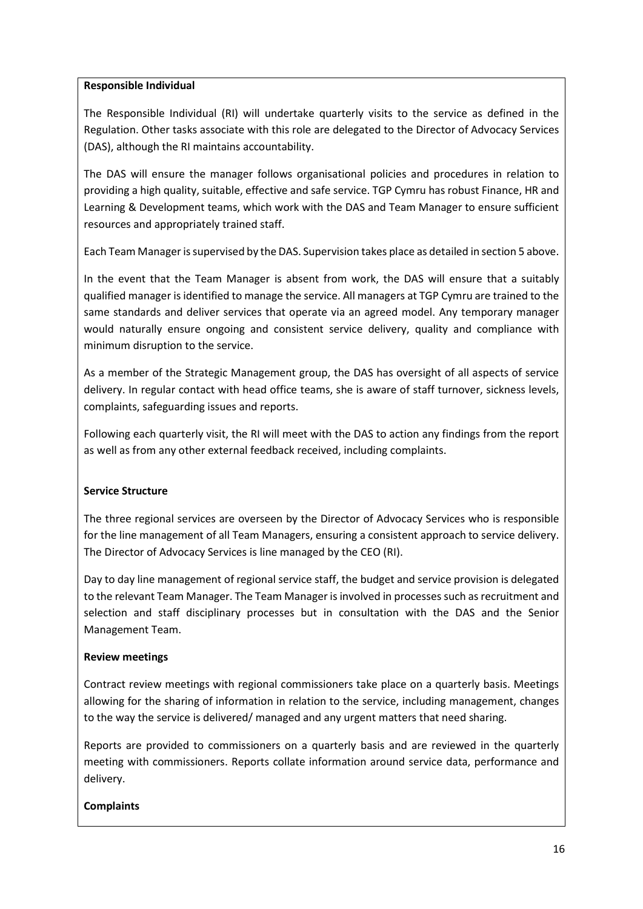**Responsible Individual**

The Responsible Individual (RI) will undertake quarterly visits to the service as defined in the Regulation. Other tasks associate with this role are delegated to the Director of Advocacy Services (DAS), although the RI maintains accountability.

The DAS will ensure the manager follows organisational policies and procedures in relation to providing a high quality, suitable, effective and safe service. TGP Cymru has robust Finance, HR and Learning & Development teams, which work with the DAS and Team Manager to ensure sufficient resources and appropriately trained staff.

Each Team Manager is supervised by the DAS. Supervision takes place as detailed in section 5 above.

In the event that the Team Manager is absent from work, the DAS will ensure that a suitably qualified manager is identified to manage the service. All managers at TGP Cymru are trained to the same standards and deliver services that operate via an agreed model. Any temporary manager would naturally ensure ongoing and consistent service delivery, quality and compliance with minimum disruption to the service.

As a member of the Strategic Management group, the DAS has oversight of all aspects of service delivery. In regular contact with head office teams, she is aware of staff turnover, sickness levels, complaints, safeguarding issues and reports.

Following each quarterly visit, the RI will meet with the DAS to action any findings from the report as well as from any other external feedback received, including complaints.

**Service Structure**

The three regional services are overseen by the Director of Advocacy Services who is responsible for the line management of all Team Managers, ensuring a consistent approach to service delivery. The Director of Advocacy Services is line managed by the CEO (RI).

Day to day line management of regional service staff, the budget and service provision is delegated to the relevant Team Manager. The Team Manager is involved in processes such as recruitment and selection and staff disciplinary processes but in consultation with the DAS and the Senior Management Team.

**Review meetings**

Contract review meetings with regional commissioners take place on a quarterly basis. Meetings allowing for the sharing of information in relation to the service, including management, changes to the way the service is delivered/ managed and any urgent matters that need sharing.

Reports are provided to commissioners on a quarterly basis and are reviewed in the quarterly meeting with commissioners. Reports collate information around service data, performance and delivery.

**Complaints**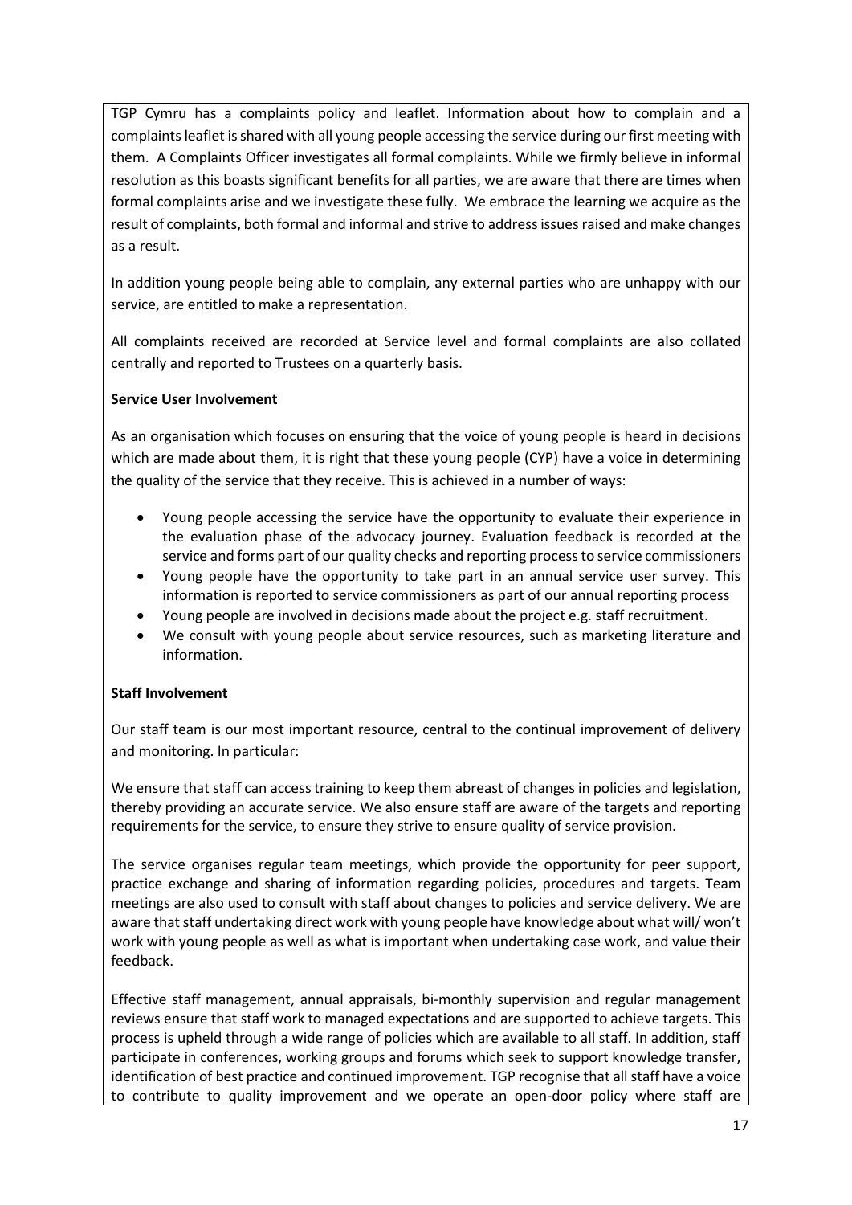TGP Cymru has a complaints policy and leaflet. Information about how to complain and a complaints leaflet is shared with all young people accessing the service during our first meeting with them. A Complaints Officer investigates all formal complaints. While we firmly believe in informal resolution as this boasts significant benefits for all parties, we are aware that there are times when formal complaints arise and we investigate these fully. We embrace the learning we acquire as the result of complaints, both formal and informal and strive to address issues raised and make changes as a result.

In addition young people being able to complain, any external parties who are unhappy with our service, are entitled to make a representation.

All complaints received are recorded at Service level and formal complaints are also collated centrally and reported to Trustees on a quarterly basis.

**Service User Involvement**

As an organisation which focuses on ensuring that the voice of young people is heard in decisions which are made about them, it is right that these young people (CYP) have a voice in determining the quality of the service that they receive. This is achieved in a number of ways:

- Young people accessing the service have the opportunity to evaluate their experience in the evaluation phase of the advocacy journey. Evaluation feedback is recorded at the service and forms part of our quality checks and reporting process to service commissioners
- Young people have the opportunity to take part in an annual service user survey. This information is reported to service commissioners as part of our annual reporting process
- Young people are involved in decisions made about the project e.g. staff recruitment.
- We consult with young people about service resources, such as marketing literature and information.

**Staff Involvement**

Our staff team is our most important resource, central to the continual improvement of delivery and monitoring. In particular:

We ensure that staff can access training to keep them abreast of changes in policies and legislation, thereby providing an accurate service. We also ensure staff are aware of the targets and reporting requirements for the service, to ensure they strive to ensure quality of service provision.

The service organises regular team meetings, which provide the opportunity for peer support, practice exchange and sharing of information regarding policies, procedures and targets. Team meetings are also used to consult with staff about changes to policies and service delivery. We are aware that staff undertaking direct work with young people have knowledge about what will/ won't work with young people as well as what is important when undertaking case work, and value their feedback.

Effective staff management, annual appraisals, bi-monthly supervision and regular management reviews ensure that staff work to managed expectations and are supported to achieve targets. This process is upheld through a wide range of policies which are available to all staff. In addition, staff participate in conferences, working groups and forums which seek to support knowledge transfer, identification of best practice and continued improvement. TGP recognise that all staff have a voice to contribute to quality improvement and we operate an open-door policy where staff are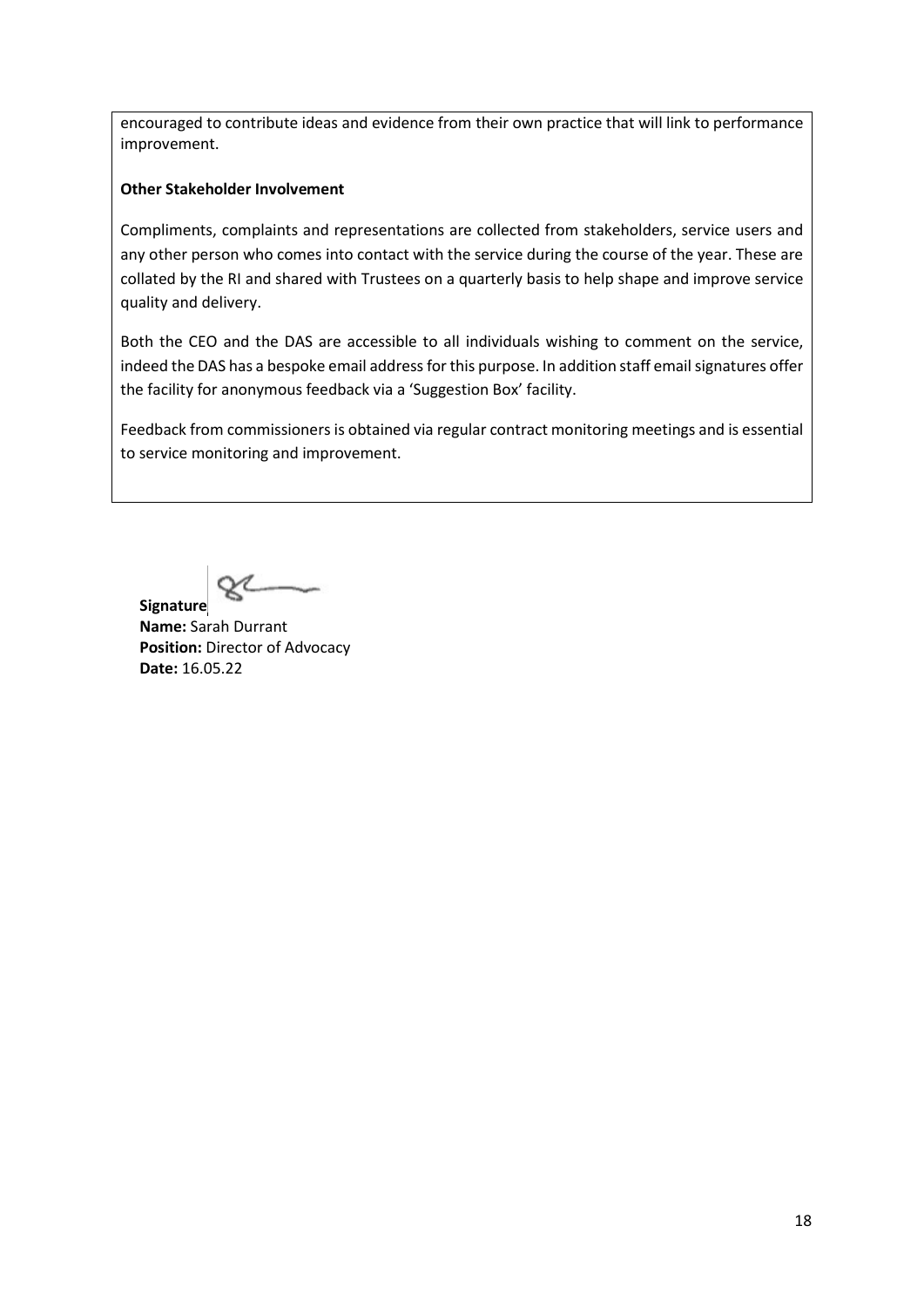encouraged to contribute ideas and evidence from their own practice that will link to performance improvement.

**Other Stakeholder Involvement**

Compliments, complaints and representations are collected from stakeholders, service users and any other person who comes into contact with the service during the course of the year. These are collated by the RI and shared with Trustees on a quarterly basis to help shape and improve service quality and delivery.

Both the CEO and the DAS are accessible to all individuals wishing to comment on the service, indeed the DAS has a bespoke email address for this purpose. In addition staff email signatures offer the facility for anonymous feedback via a 'Suggestion Box' facility.

Feedback from commissioners is obtained via regular contract monitoring meetings and is essential to service monitoring and improvement.

**Signature**
**Name:** Sarah Durrant
**Position:** Director of Advocacy
**Date:** 16.05.22